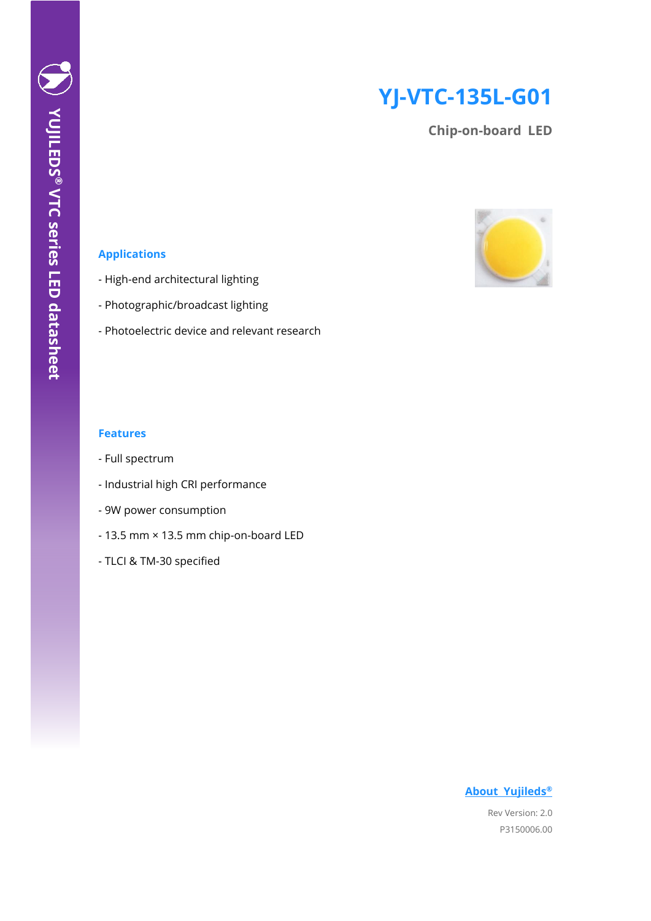# YJ-VTC-135L-G01

## Chip-on-board LED

YUJILEDS® VTC series LED datasheet

### Applications

- High-end architectural lighting
- Photographic/broadcast lighting
- Photoelectric device and relevant research

### Features

- Full spectrum
- Industrial high CRI performance
- 9W power consumption
- 13.5 mm × 13.5 mm chip-on-board LED
- TLCI & TM-30 specified

About Yujileds®

Rev Version: 2.0

P3150006.00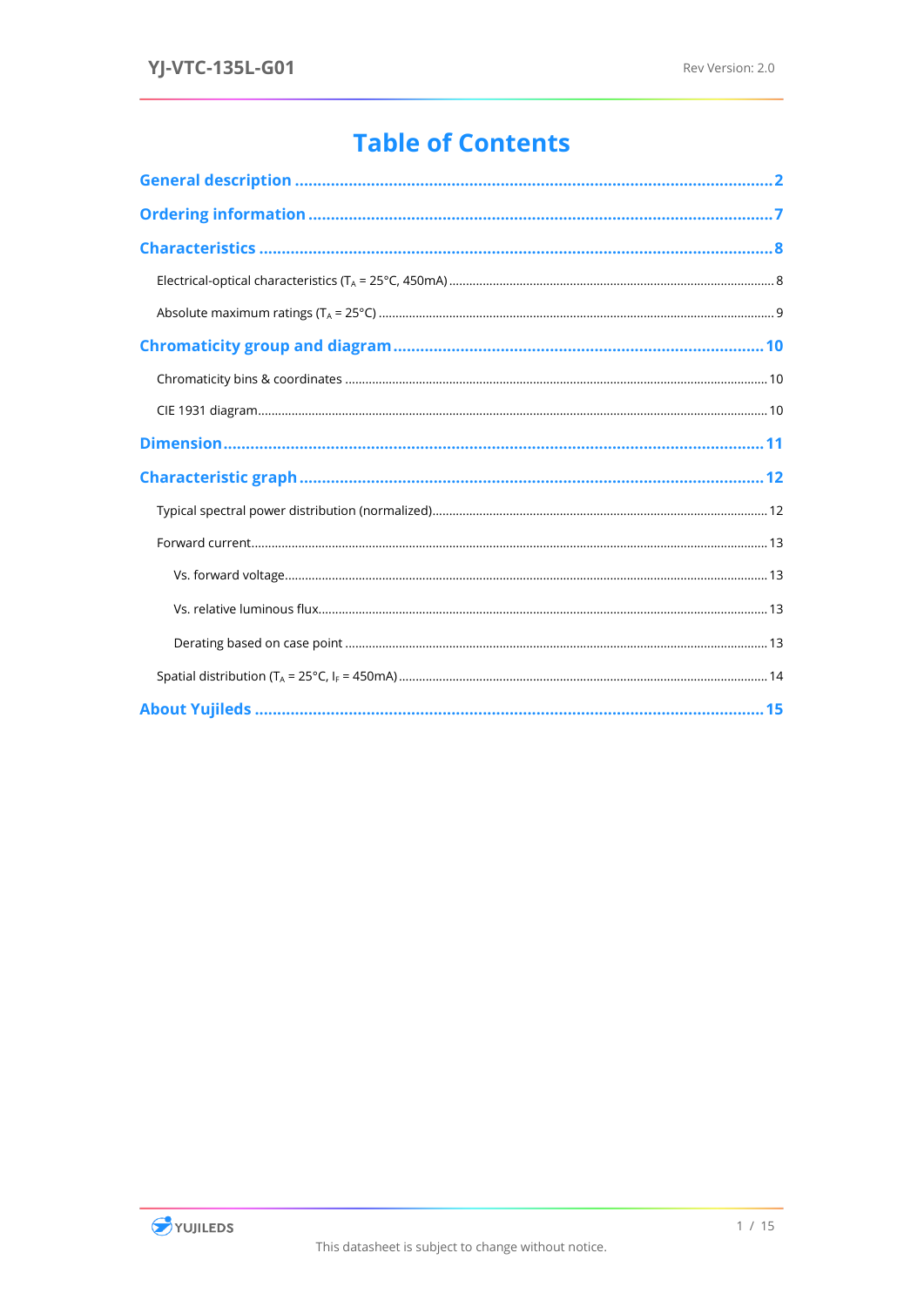# Table of Contents

**General description** .......... 2

**Ordering information** .......... 7

**Characteristics** .......... 8

- Electrical-optical characteristics ($T_A$ = 25°C, 450mA) .......... 8
- Absolute maximum ratings ($T_A$ = 25°C) .......... 9

**Chromaticity group and diagram** .......... 10

- Chromaticity bins & coordinates .......... 10
- CIE 1931 diagram .......... 10

**Dimension** .......... 11

**Characteristic graph** .......... 12

- Typical spectral power distribution (normalized) .......... 12
- Forward current .......... 13
  - Vs. forward voltage .......... 13
  - Vs. relative luminous flux .......... 13
  - Derating based on case point .......... 13
- Spatial distribution ($T_A$ = 25°C, $I_F$ = 450mA) .......... 14

**About Yujileds** .......... 15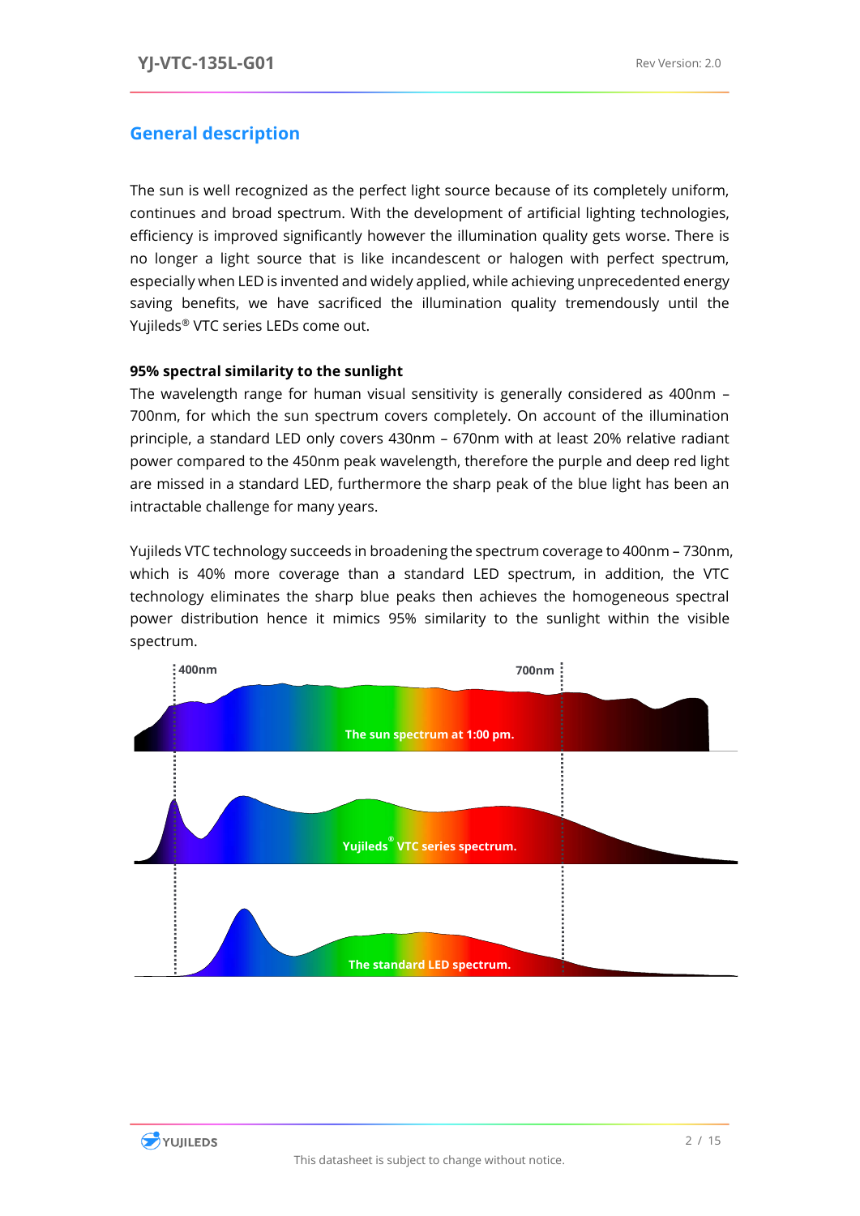## General description

The sun is well recognized as the perfect light source because of its completely uniform, continues and broad spectrum. With the development of artificial lighting technologies, efficiency is improved significantly however the illumination quality gets worse. There is no longer a light source that is like incandescent or halogen with perfect spectrum, especially when LED is invented and widely applied, while achieving unprecedented energy saving benefits, we have sacrificed the illumination quality tremendously until the Yujileds® VTC series LEDs come out.

**95% spectral similarity to the sunlight**

The wavelength range for human visual sensitivity is generally considered as 400nm – 700nm, for which the sun spectrum covers completely. On account of the illumination principle, a standard LED only covers 430nm – 670nm with at least 20% relative radiant power compared to the 450nm peak wavelength, therefore the purple and deep red light are missed in a standard LED, furthermore the sharp peak of the blue light has been an intractable challenge for many years.

Yujileds VTC technology succeeds in broadening the spectrum coverage to 400nm – 730nm, which is 40% more coverage than a standard LED spectrum, in addition, the VTC technology eliminates the sharp blue peaks then achieves the homogeneous spectral power distribution hence it mimics 95% similarity to the sunlight within the visible spectrum.

400nm 700nm

The sun spectrum at 1:00 pm.

Yujileds® VTC series spectrum.

The standard LED spectrum.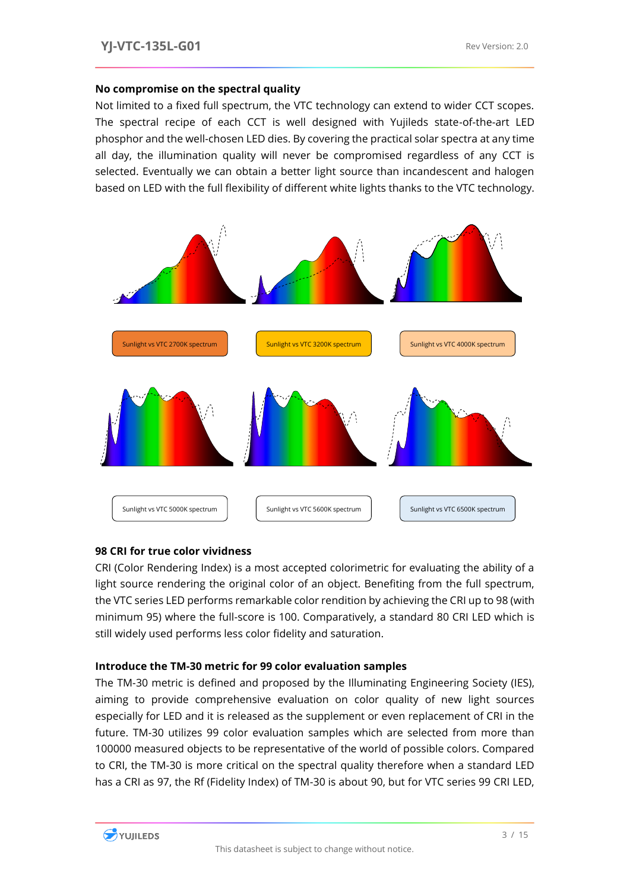**No compromise on the spectral quality**

Not limited to a fixed full spectrum, the VTC technology can extend to wider CCT scopes. The spectral recipe of each CCT is well designed with Yujileds state-of-the-art LED phosphor and the well-chosen LED dies. By covering the practical solar spectra at any time all day, the illumination quality will never be compromised regardless of any CCT is selected. Eventually we can obtain a better light source than incandescent and halogen based on LED with the full flexibility of different white lights thanks to the VTC technology.

Sunlight vs VTC 2700K spectrum

Sunlight vs VTC 3200K spectrum

Sunlight vs VTC 4000K spectrum

Sunlight vs VTC 5000K spectrum

Sunlight vs VTC 5600K spectrum

Sunlight vs VTC 6500K spectrum

**98 CRI for true color vividness**

CRI (Color Rendering Index) is a most accepted colorimetric for evaluating the ability of a light source rendering the original color of an object. Benefiting from the full spectrum, the VTC series LED performs remarkable color rendition by achieving the CRI up to 98 (with minimum 95) where the full-score is 100. Comparatively, a standard 80 CRI LED which is still widely used performs less color fidelity and saturation.

**Introduce the TM-30 metric for 99 color evaluation samples**

The TM-30 metric is defined and proposed by the Illuminating Engineering Society (IES), aiming to provide comprehensive evaluation on color quality of new light sources especially for LED and it is released as the supplement or even replacement of CRI in the future. TM-30 utilizes 99 color evaluation samples which are selected from more than 100000 measured objects to be representative of the world of possible colors. Compared to CRI, the TM-30 is more critical on the spectral quality therefore when a standard LED has a CRI as 97, the Rf (Fidelity Index) of TM-30 is about 90, but for VTC series 99 CRI LED,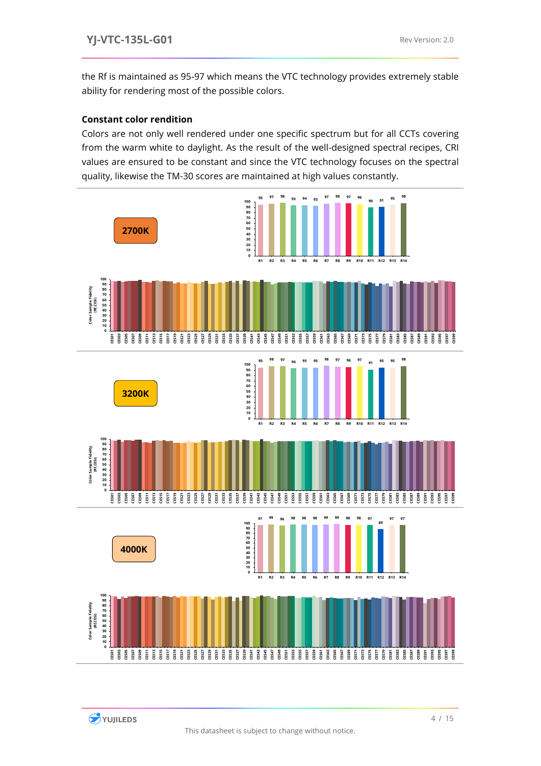the Rf is maintained as 95-97 which means the VTC technology provides extremely stable ability for rendering most of the possible colors.

**Constant color rendition**

Colors are not only well rendered under one specific spectrum but for all CCTs covering from the warm white to daylight. As the result of the well-designed spectral recipes, CRI values are ensured to be constant and since the VTC technology focuses on the spectral quality, likewise the TM-30 scores are maintained at high values constantly.

**2700K**

| R1 | R2 | R3 | R4 | R5 | R6 | R7 | R8 | R9 | R10 | R11 | R12 | R13 | R14 |
|---|---|---|---|---|---|---|---|---|---|---|---|---|---|
| 95 | 97 | 98 | 93 | 94 | 93 | 97 | 98 | 97 | 96 | 90 | 91 | 95 | 98 |

**3200K**

| R1 | R2 | R3 | R4 | R5 | R6 | R7 | R8 | R9 | R10 | R11 | R12 | R13 | R14 |
|---|---|---|---|---|---|---|---|---|---|---|---|---|---|
| 95 | 98 | 97 | 94 | 95 | 95 | 98 | 97 | 96 | 97 | 91 | 95 | 95 | 98 |

**4000K**

| R1 | R2 | R3 | R4 | R5 | R6 | R7 | R8 | R9 | R10 | R11 | R12 | R13 | R14 |
|---|---|---|---|---|---|---|---|---|---|---|---|---|---|
| 97 | 99 | 96 | 98 | 98 | 98 | 99 | 99 | 98 | 98 | 97 | 89 | 97 | 97 |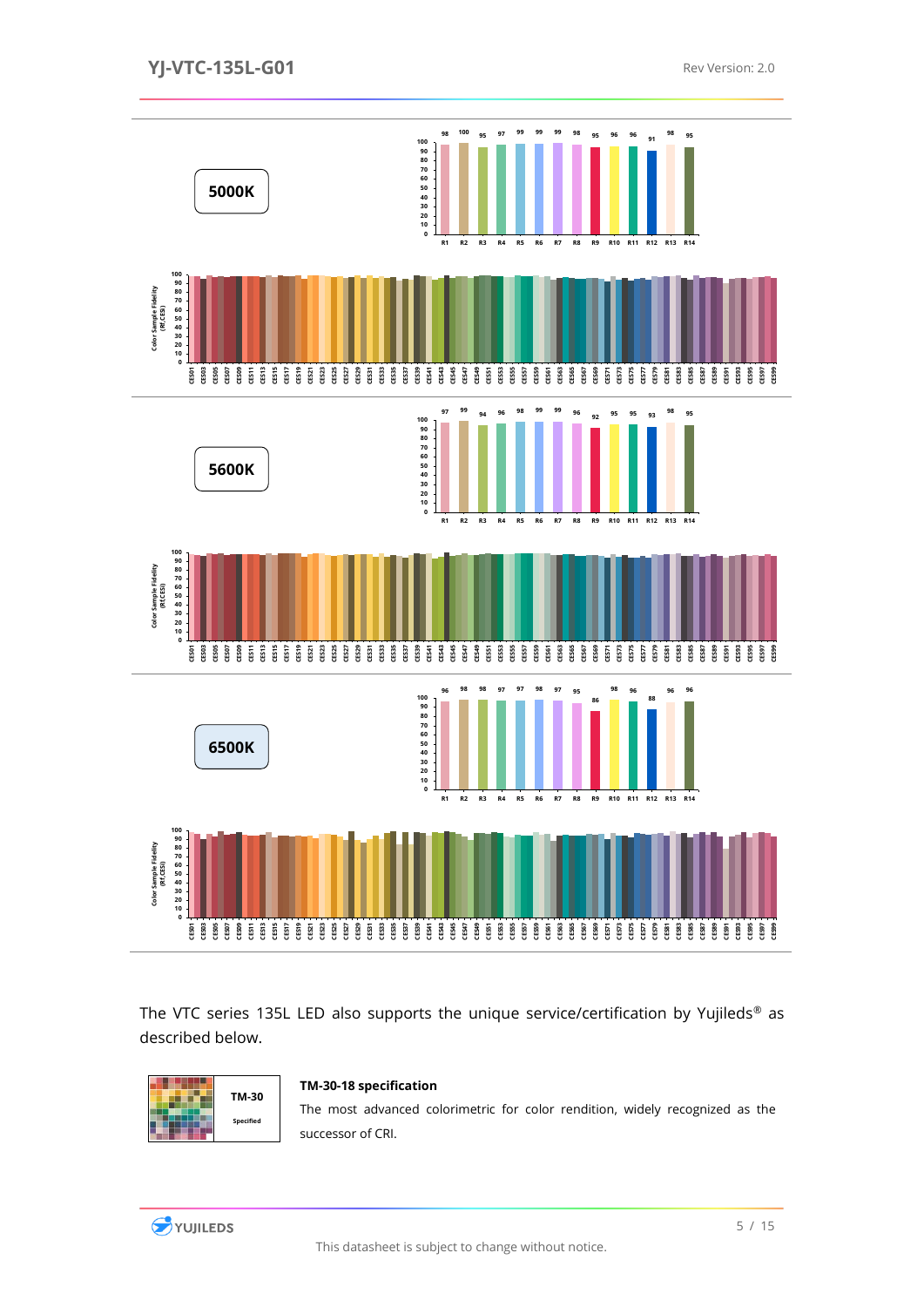**5000K**

| R1 | R2 | R3 | R4 | R5 | R6 | R7 | R8 | R9 | R10 | R11 | R12 | R13 | R14 |
| --- | --- | --- | --- | --- | --- | --- | --- | --- | --- | --- | --- | --- | --- |
| 98 | 100 | 95 | 97 | 99 | 99 | 99 | 98 | 95 | 96 | 96 | 91 | 98 | 95 |

Color Sample Fidelity (Rf,CESi)

**5600K**

| R1 | R2 | R3 | R4 | R5 | R6 | R7 | R8 | R9 | R10 | R11 | R12 | R13 | R14 |
| --- | --- | --- | --- | --- | --- | --- | --- | --- | --- | --- | --- | --- | --- |
| 97 | 99 | 94 | 96 | 98 | 99 | 99 | 96 | 92 | 95 | 95 | 93 | 98 | 95 |

Color Sample Fidelity (Rf,CESi)

**6500K**

| R1 | R2 | R3 | R4 | R5 | R6 | R7 | R8 | R9 | R10 | R11 | R12 | R13 | R14 |
| --- | --- | --- | --- | --- | --- | --- | --- | --- | --- | --- | --- | --- | --- |
| 96 | 98 | 98 | 97 | 97 | 98 | 97 | 95 | 86 | 98 | 96 | 88 | 96 | 96 |

Color Sample Fidelity (Rf,CESi)

The VTC series 135L LED also supports the unique service/certification by Yujileds® as described below.

TM-30 Specified

**TM-30-18 specification**

The most advanced colorimetric for color rendition, widely recognized as the successor of CRI.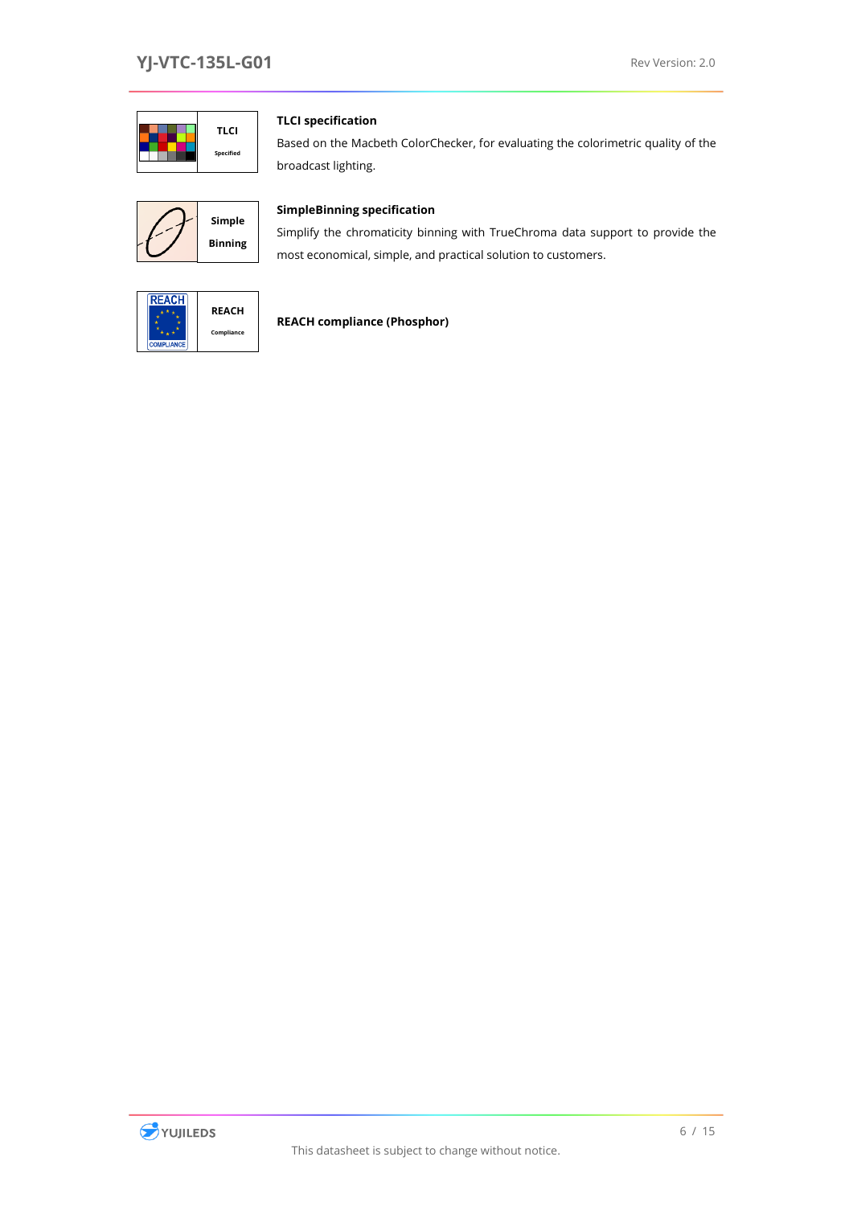| | | |
|---|---|---|
| | TLCI Specified | **TLCI specification**<br>Based on the Macbeth ColorChecker, for evaluating the colorimetric quality of the broadcast lighting. |
| | Simple Binning | **SimpleBinning specification**<br>Simplify the chromaticity binning with TrueChroma data support to provide the most economical, simple, and practical solution to customers. |
| REACH COMPLIANCE | REACH Compliance | **REACH compliance (Phosphor)** |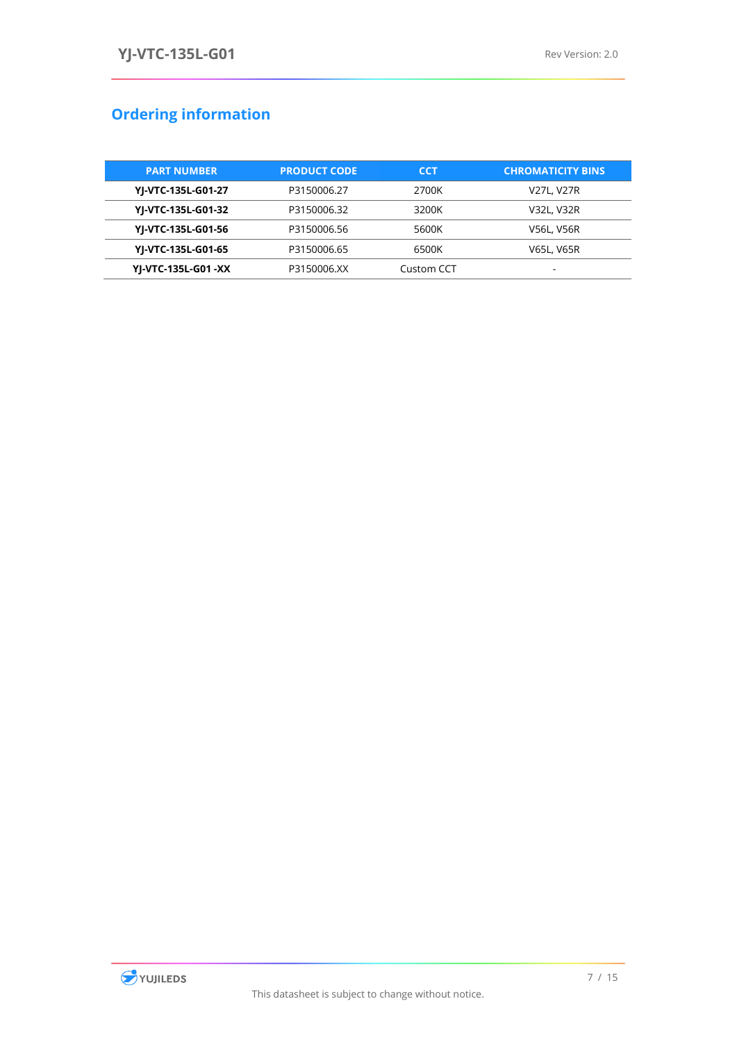## Ordering information

| PART NUMBER | PRODUCT CODE | CCT | CHROMATICITY BINS |
|---|---|---|---|
| **YJ-VTC-135L-G01-27** | P3150006.27 | 2700K | V27L, V27R |
| **YJ-VTC-135L-G01-32** | P3150006.32 | 3200K | V32L, V32R |
| **YJ-VTC-135L-G01-56** | P3150006.56 | 5600K | V56L, V56R |
| **YJ-VTC-135L-G01-65** | P3150006.65 | 6500K | V65L, V65R |
| **YJ-VTC-135L-G01 -XX** | P3150006.XX | Custom CCT | - |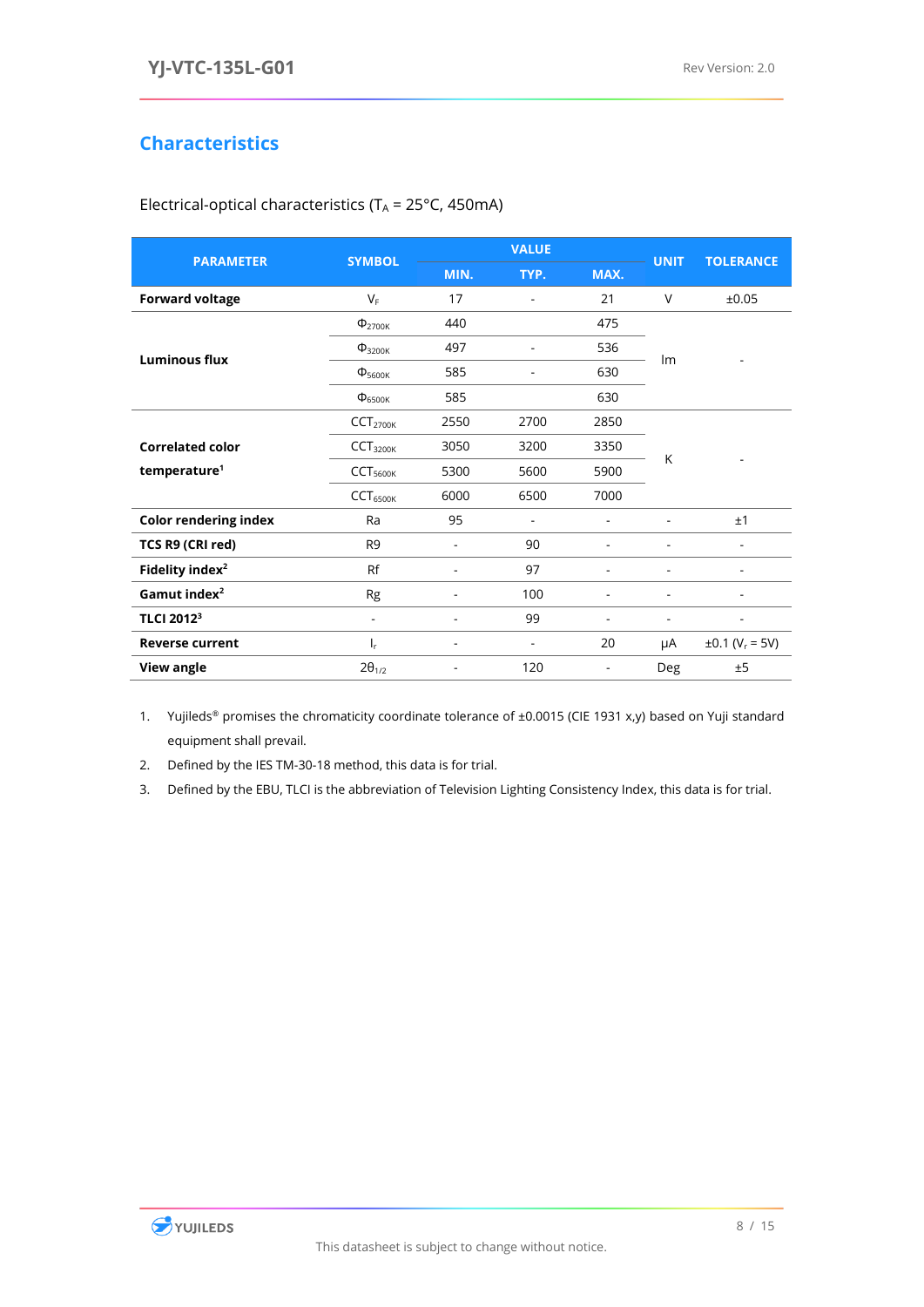## Characteristics

Electrical-optical characteristics ($T_A$ = 25°C, 450mA)

| PARAMETER | SYMBOL | VALUE | | | UNIT | TOLERANCE |
|---|---|---|---|---|---|---|
| | | MIN. | TYP. | MAX. | | |
| **Forward voltage** | $V_F$ | 17 | - | 21 | V | ±0.05 |
| **Luminous flux** | $\Phi_{2700K}$ | 440 | | 475 | lm | - |
| | $\Phi_{3200K}$ | 497 | - | 536 | | |
| | $\Phi_{5600K}$ | 585 | - | 630 | | |
| | $\Phi_{6500K}$ | 585 | | 630 | | |
| **Correlated color temperature[1]** | $CCT_{2700K}$ | 2550 | 2700 | 2850 | K | - |
| | $CCT_{3200K}$ | 3050 | 3200 | 3350 | | |
| | $CCT_{5600K}$ | 5300 | 5600 | 5900 | | |
| | $CCT_{6500K}$ | 6000 | 6500 | 7000 | | |
| **Color rendering index** | Ra | 95 | - | - | - | ±1 |
| **TCS R9 (CRI red)** | R9 | - | 90 | - | - | - |
| **Fidelity index[2]** | Rf | - | 97 | - | - | - |
| **Gamut index[2]** | Rg | - | 100 | - | - | - |
| **TLCI 2012[3]** | - | - | 99 | - | - | - |
| **Reverse current** | $I_r$ | - | - | 20 | μA | ±0.1 ($V_r$ = 5V) |
| **View angle** | $2\theta_{1/2}$ | - | 120 | - | Deg | ±5 |

1. Yujileds® promises the chromaticity coordinate tolerance of ±0.0015 (CIE 1931 x,y) based on Yuji standard equipment shall prevail.
2. Defined by the IES TM-30-18 method, this data is for trial.
3. Defined by the EBU, TLCI is the abbreviation of Television Lighting Consistency Index, this data is for trial.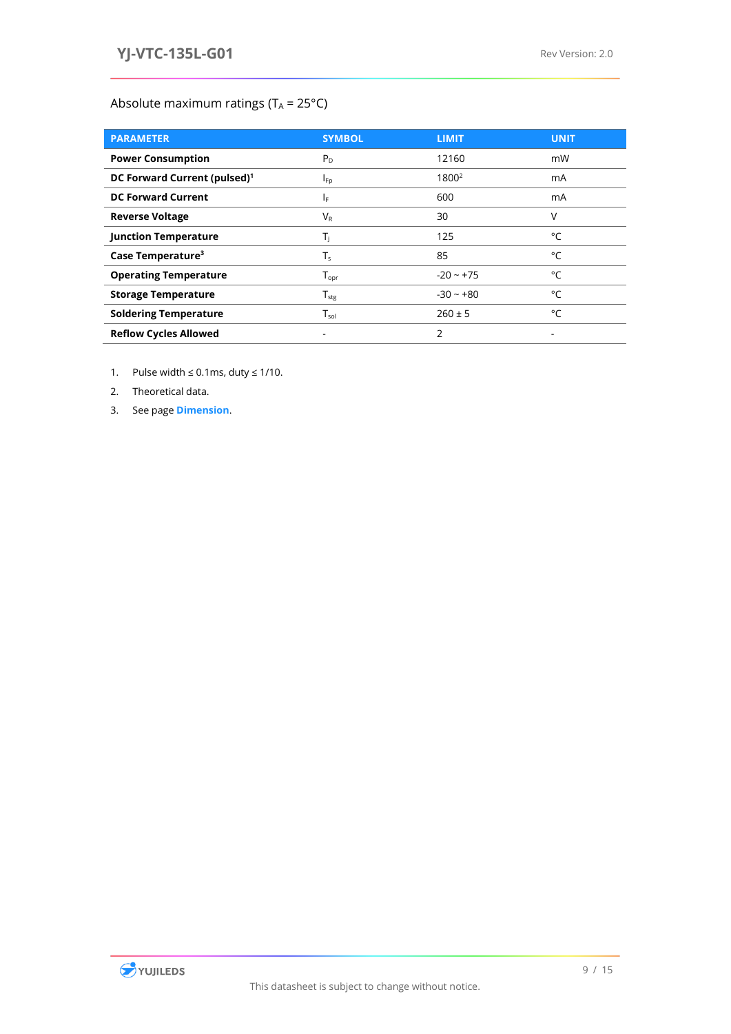## Absolute maximum ratings ($T_A$ = 25°C)

| PARAMETER | SYMBOL | LIMIT | UNIT |
|---|---|---|---|
| **Power Consumption** | $P_D$ | 12160 | mW |
| **DC Forward Current (pulsed)**[1] | $I_{Fp}$ | 1800[2] | mA |
| **DC Forward Current** | $I_F$ | 600 | mA |
| **Reverse Voltage** | $V_R$ | 30 | V |
| **Junction Temperature** | $T_j$ | 125 | °C |
| **Case Temperature**[3] | $T_s$ | 85 | °C |
| **Operating Temperature** | $T_{opr}$ | -20 ~ +75 | °C |
| **Storage Temperature** | $T_{stg}$ | -30 ~ +80 | °C |
| **Soldering Temperature** | $T_{sol}$ | 260 ± 5 | °C |
| **Reflow Cycles Allowed** | - | 2 | - |

1. Pulse width ≤ 0.1ms, duty ≤ 1/10.
2. Theoretical data.
3. See page **Dimension**.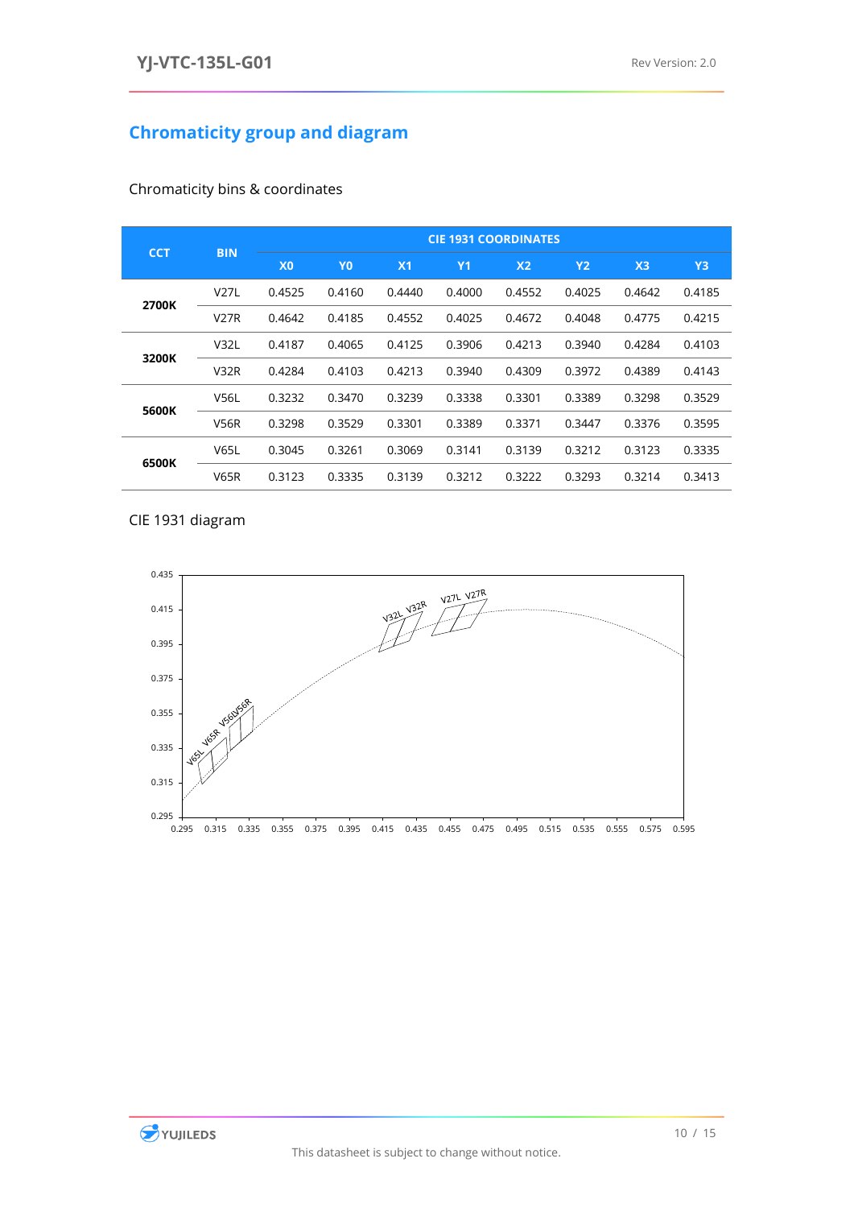## Chromaticity group and diagram

Chromaticity bins & coordinates

| CCT | BIN | CIE 1931 COORDINATES | | | | | | | |
|---|---|---|---|---|---|---|---|---|---|
| | | X0 | Y0 | X1 | Y1 | X2 | Y2 | X3 | Y3 |
| **2700K** | V27L | 0.4525 | 0.4160 | 0.4440 | 0.4000 | 0.4552 | 0.4025 | 0.4642 | 0.4185 |
| | V27R | 0.4642 | 0.4185 | 0.4552 | 0.4025 | 0.4672 | 0.4048 | 0.4775 | 0.4215 |
| **3200K** | V32L | 0.4187 | 0.4065 | 0.4125 | 0.3906 | 0.4213 | 0.3940 | 0.4284 | 0.4103 |
| | V32R | 0.4284 | 0.4103 | 0.4213 | 0.3940 | 0.4309 | 0.3972 | 0.4389 | 0.4143 |
| **5600K** | V56L | 0.3232 | 0.3470 | 0.3239 | 0.3338 | 0.3301 | 0.3389 | 0.3298 | 0.3529 |
| | V56R | 0.3298 | 0.3529 | 0.3301 | 0.3389 | 0.3371 | 0.3447 | 0.3376 | 0.3595 |
| **6500K** | V65L | 0.3045 | 0.3261 | 0.3069 | 0.3141 | 0.3139 | 0.3212 | 0.3123 | 0.3335 |
| | V65R | 0.3123 | 0.3335 | 0.3139 | 0.3212 | 0.3222 | 0.3293 | 0.3214 | 0.3413 |

CIE 1931 diagram

This datasheet is subject to change without notice.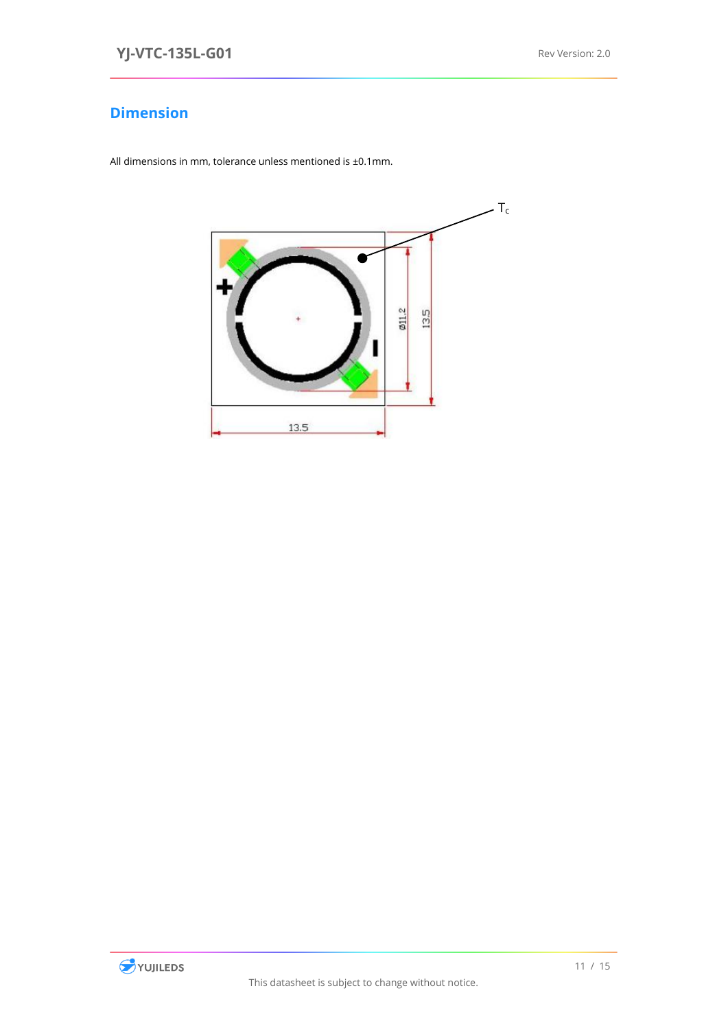## Dimension

All dimensions in mm, tolerance unless mentioned is ±0.1mm.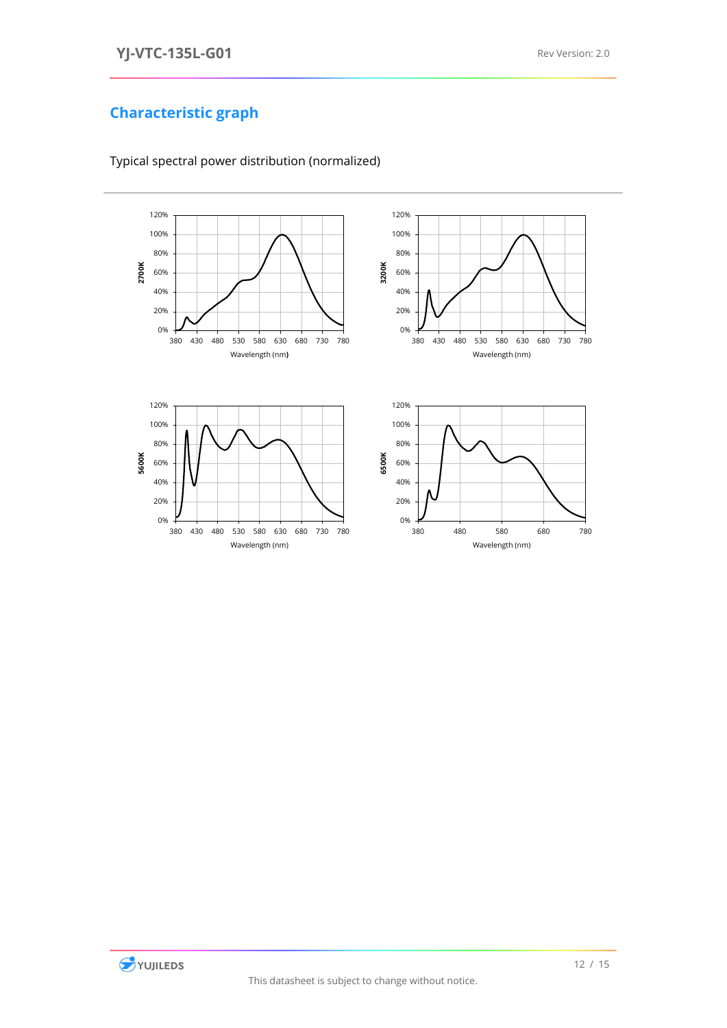## Characteristic graph

Typical spectral power distribution (normalized)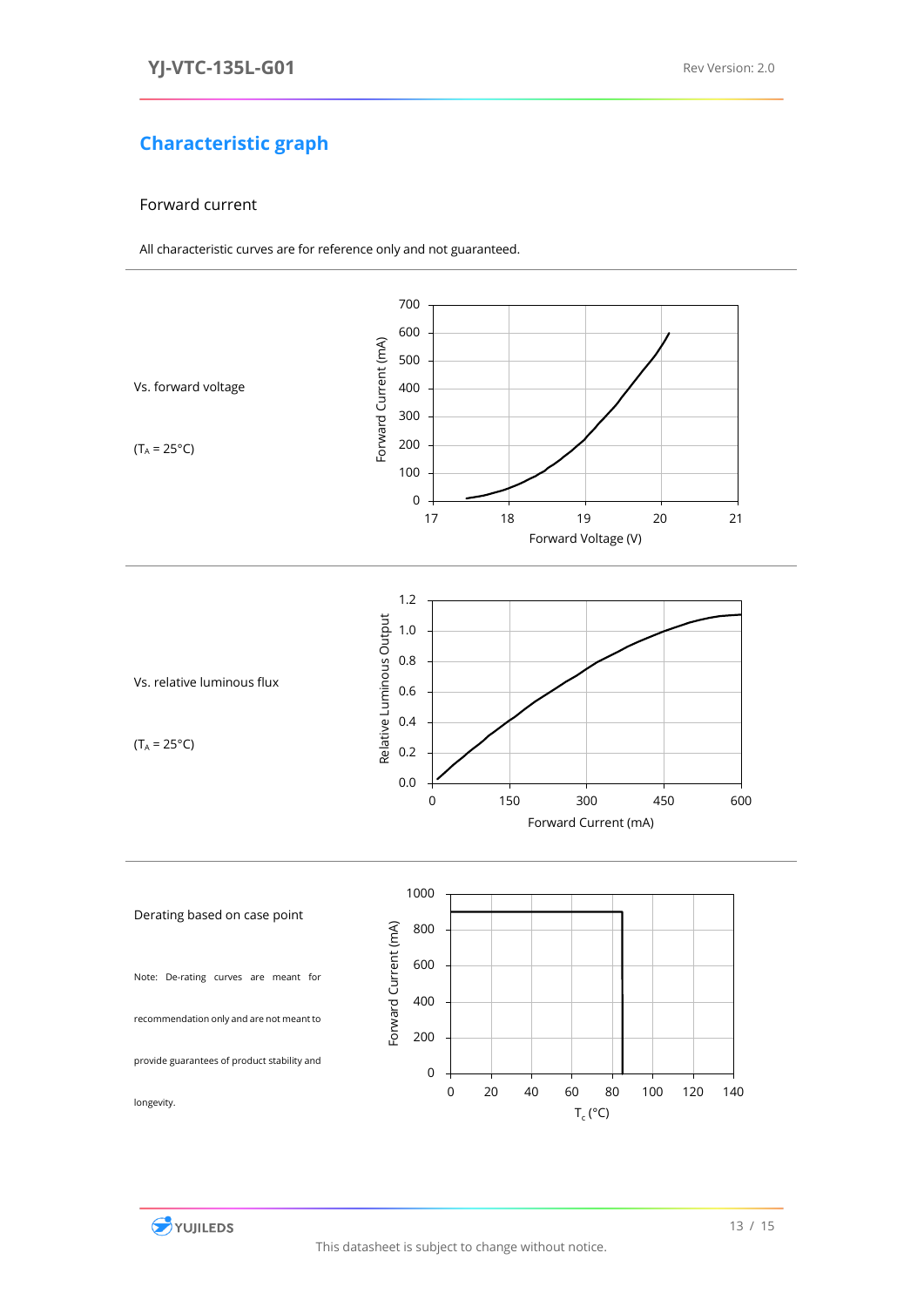## Characteristic graph

### Forward current

All characteristic curves are for reference only and not guaranteed.

Vs. forward voltage

($T_A$ = 25°C)

Vs. relative luminous flux

($T_A$ = 25°C)

Derating based on case point

Note: De-rating curves are meant for recommendation only and are not meant to provide guarantees of product stability and longevity.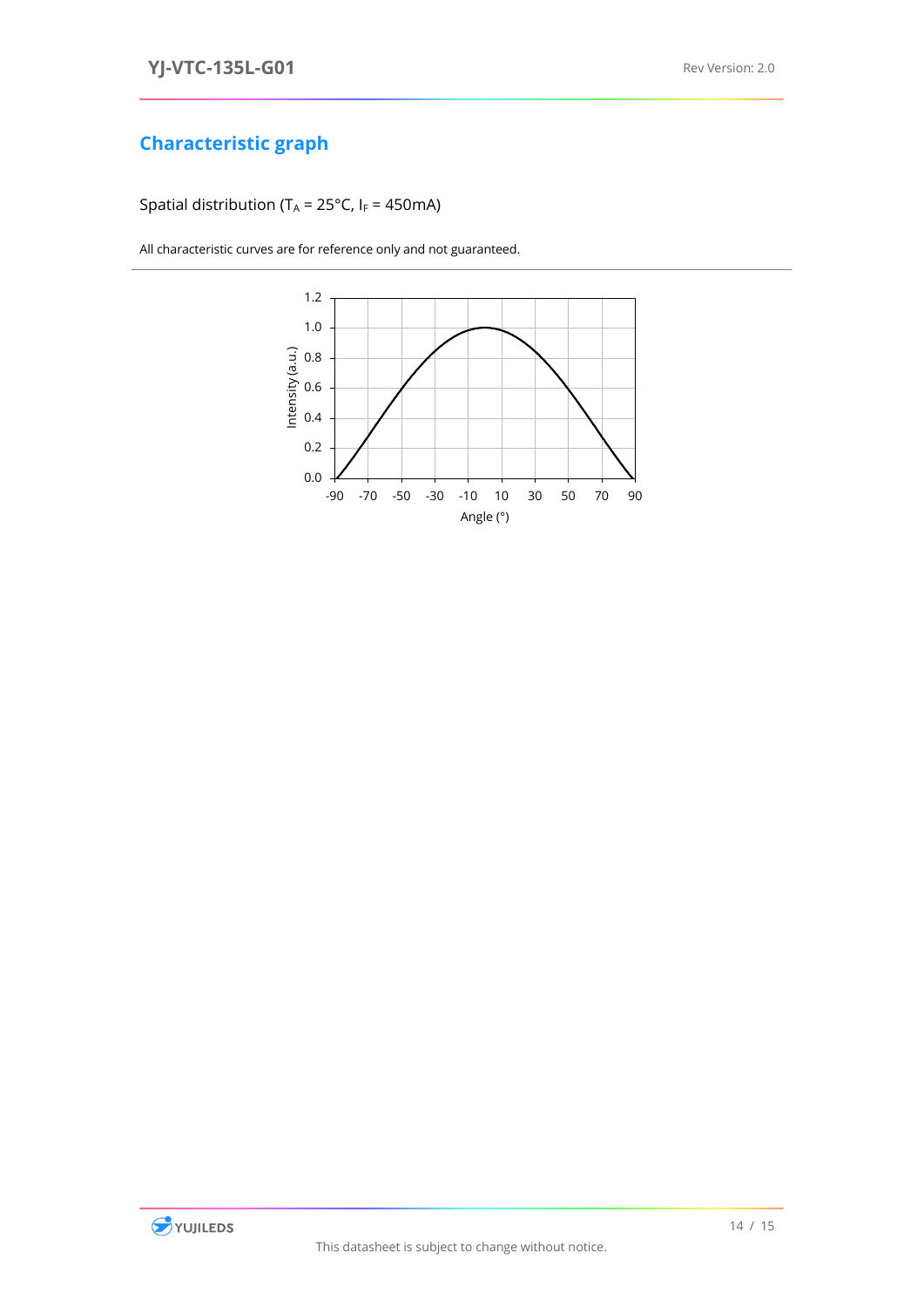## Characteristic graph

Spatial distribution ($T_A$ = 25°C, $I_F$ = 450mA)

All characteristic curves are for reference only and not guaranteed.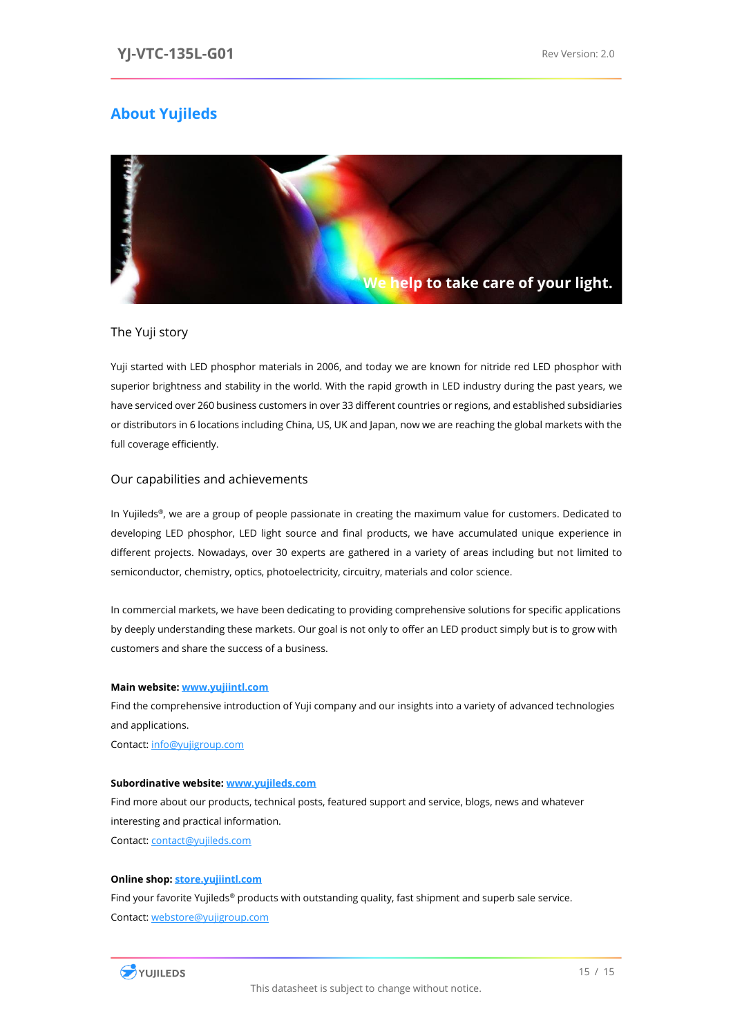## About Yujileds

We help to take care of your light.

### The Yuji story

Yuji started with LED phosphor materials in 2006, and today we are known for nitride red LED phosphor with superior brightness and stability in the world. With the rapid growth in LED industry during the past years, we have serviced over 260 business customers in over 33 different countries or regions, and established subsidiaries or distributors in 6 locations including China, US, UK and Japan, now we are reaching the global markets with the full coverage efficiently.

### Our capabilities and achievements

In Yujileds®, we are a group of people passionate in creating the maximum value for customers. Dedicated to developing LED phosphor, LED light source and final products, we have accumulated unique experience in different projects. Nowadays, over 30 experts are gathered in a variety of areas including but not limited to semiconductor, chemistry, optics, photoelectricity, circuitry, materials and color science.

In commercial markets, we have been dedicating to providing comprehensive solutions for specific applications by deeply understanding these markets. Our goal is not only to offer an LED product simply but is to grow with customers and share the success of a business.

**Main website: www.yujiintl.com**
Find the comprehensive introduction of Yuji company and our insights into a variety of advanced technologies and applications.
Contact: info@yujigroup.com

**Subordinative website: www.yujileds.com**
Find more about our products, technical posts, featured support and service, blogs, news and whatever interesting and practical information.
Contact: contact@yujileds.com

**Online shop: store.yujiintl.com**
Find your favorite Yujileds® products with outstanding quality, fast shipment and superb sale service.
Contact: webstore@yujigroup.com

This datasheet is subject to change without notice.